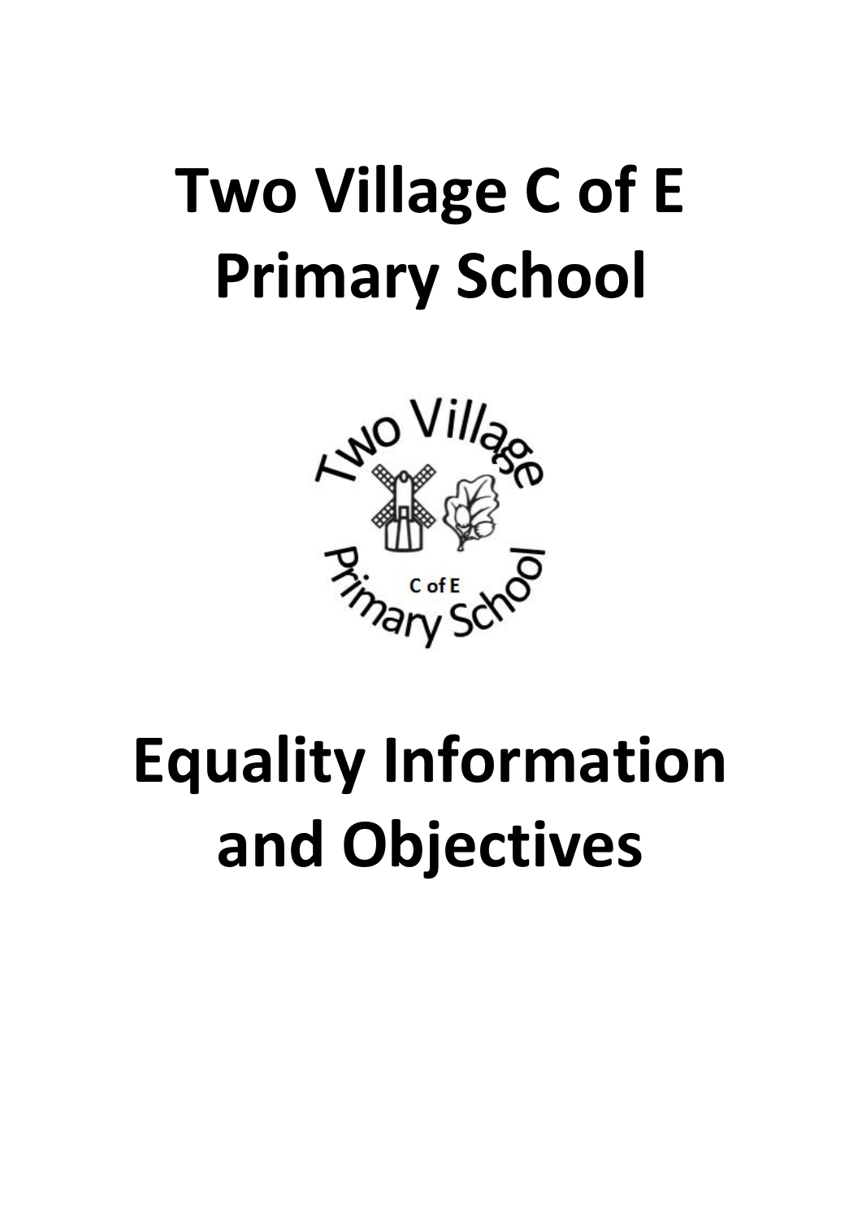# Two Village C of E Primary School

# Equality Information and Objectives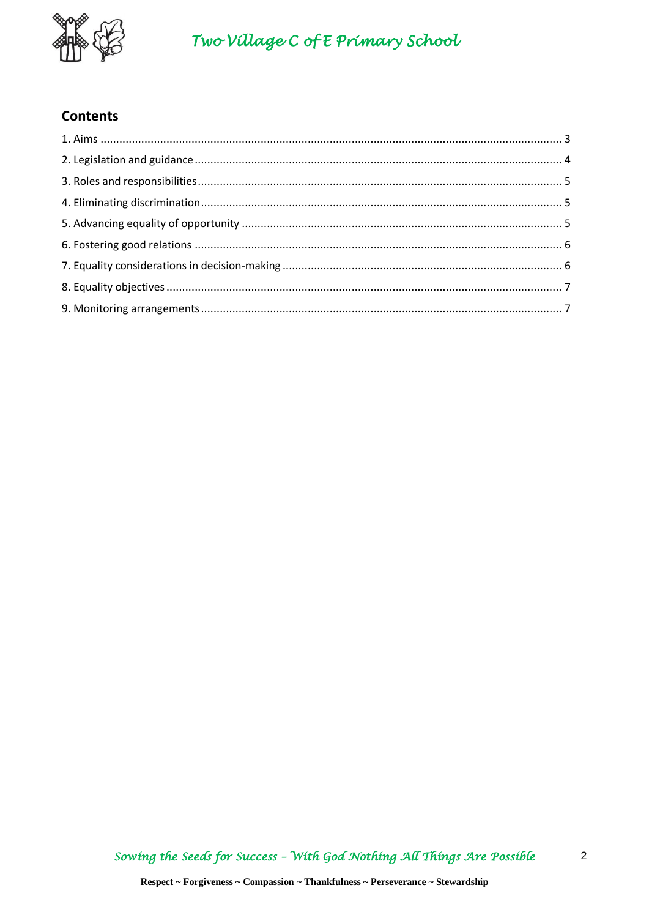## Contents

1. Aims ..................................................................................................................................... 3
2. Legislation and guidance ..................................................................................................... 4
3. Roles and responsibilities .................................................................................................... 5
4. Eliminating discrimination .................................................................................................... 5
5. Advancing equality of opportunity ....................................................................................... 5
6. Fostering good relations ...................................................................................................... 6
7. Equality considerations in decision-making ......................................................................... 6
8. Equality objectives .............................................................................................................. 7
9. Monitoring arrangements .................................................................................................... 7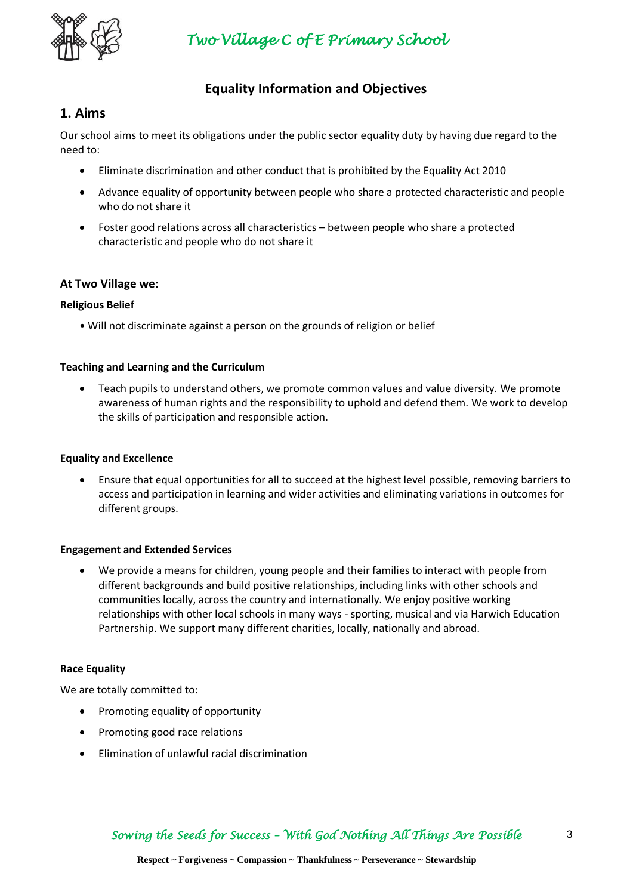## Equality Information and Objectives

## 1. Aims

Our school aims to meet its obligations under the public sector equality duty by having due regard to the need to:

- Eliminate discrimination and other conduct that is prohibited by the Equality Act 2010
- Advance equality of opportunity between people who share a protected characteristic and people who do not share it
- Foster good relations across all characteristics – between people who share a protected characteristic and people who do not share it

### At Two Village we:

**Religious Belief**

• Will not discriminate against a person on the grounds of religion or belief

**Teaching and Learning and the Curriculum**

- Teach pupils to understand others, we promote common values and value diversity. We promote awareness of human rights and the responsibility to uphold and defend them. We work to develop the skills of participation and responsible action.

**Equality and Excellence**

- Ensure that equal opportunities for all to succeed at the highest level possible, removing barriers to access and participation in learning and wider activities and eliminating variations in outcomes for different groups.

**Engagement and Extended Services**

- We provide a means for children, young people and their families to interact with people from different backgrounds and build positive relationships, including links with other schools and communities locally, across the country and internationally. We enjoy positive working relationships with other local schools in many ways - sporting, musical and via Harwich Education Partnership. We support many different charities, locally, nationally and abroad.

**Race Equality**

We are totally committed to:

- Promoting equality of opportunity
- Promoting good race relations
- Elimination of unlawful racial discrimination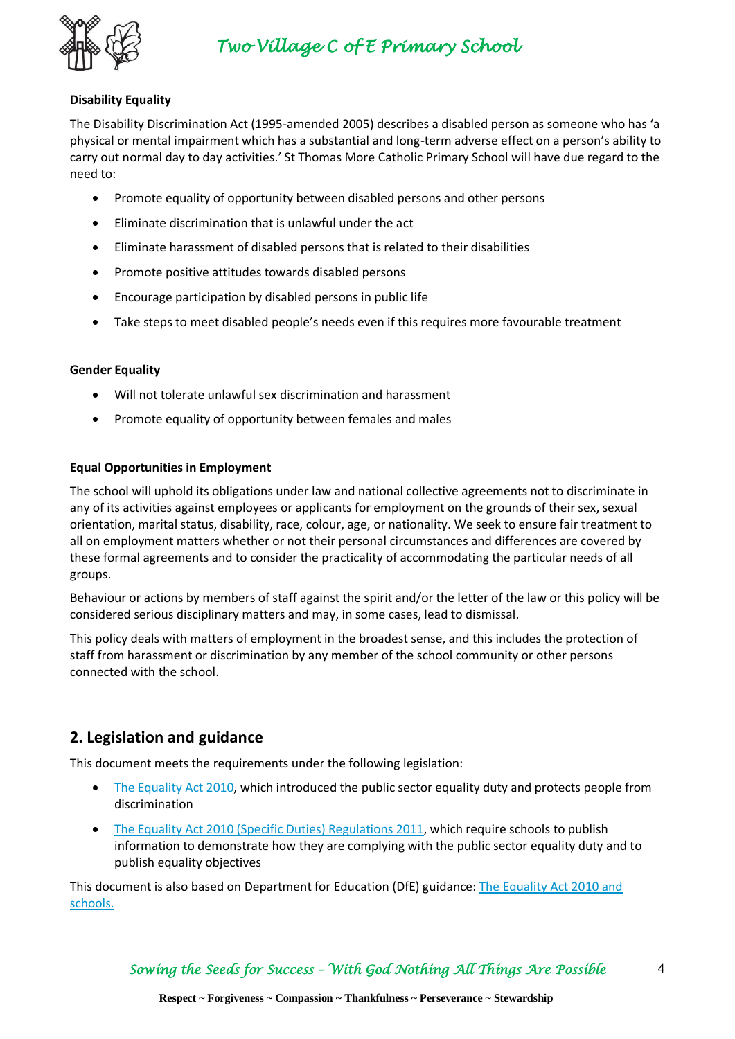**Disability Equality**

The Disability Discrimination Act (1995-amended 2005) describes a disabled person as someone who has 'a physical or mental impairment which has a substantial and long-term adverse effect on a person's ability to carry out normal day to day activities.' St Thomas More Catholic Primary School will have due regard to the need to:

- Promote equality of opportunity between disabled persons and other persons
- Eliminate discrimination that is unlawful under the act
- Eliminate harassment of disabled persons that is related to their disabilities
- Promote positive attitudes towards disabled persons
- Encourage participation by disabled persons in public life
- Take steps to meet disabled people's needs even if this requires more favourable treatment

**Gender Equality**

- Will not tolerate unlawful sex discrimination and harassment
- Promote equality of opportunity between females and males

**Equal Opportunities in Employment**

The school will uphold its obligations under law and national collective agreements not to discriminate in any of its activities against employees or applicants for employment on the grounds of their sex, sexual orientation, marital status, disability, race, colour, age, or nationality. We seek to ensure fair treatment to all on employment matters whether or not their personal circumstances and differences are covered by these formal agreements and to consider the practicality of accommodating the particular needs of all groups.

Behaviour or actions by members of staff against the spirit and/or the letter of the law or this policy will be considered serious disciplinary matters and may, in some cases, lead to dismissal.

This policy deals with matters of employment in the broadest sense, and this includes the protection of staff from harassment or discrimination by any member of the school community or other persons connected with the school.

## 2. Legislation and guidance

This document meets the requirements under the following legislation:

- The Equality Act 2010, which introduced the public sector equality duty and protects people from discrimination
- The Equality Act 2010 (Specific Duties) Regulations 2011, which require schools to publish information to demonstrate how they are complying with the public sector equality duty and to publish equality objectives

This document is also based on Department for Education (DfE) guidance: The Equality Act 2010 and schools.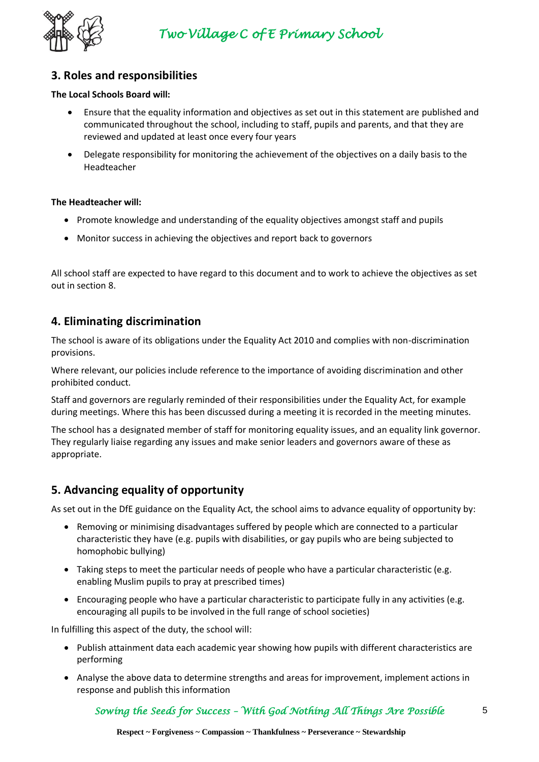## 3. Roles and responsibilities

**The Local Schools Board will:**

- Ensure that the equality information and objectives as set out in this statement are published and communicated throughout the school, including to staff, pupils and parents, and that they are reviewed and updated at least once every four years
- Delegate responsibility for monitoring the achievement of the objectives on a daily basis to the Headteacher

**The Headteacher will:**

- Promote knowledge and understanding of the equality objectives amongst staff and pupils
- Monitor success in achieving the objectives and report back to governors

All school staff are expected to have regard to this document and to work to achieve the objectives as set out in section 8.

## 4. Eliminating discrimination

The school is aware of its obligations under the Equality Act 2010 and complies with non-discrimination provisions.

Where relevant, our policies include reference to the importance of avoiding discrimination and other prohibited conduct.

Staff and governors are regularly reminded of their responsibilities under the Equality Act, for example during meetings. Where this has been discussed during a meeting it is recorded in the meeting minutes.

The school has a designated member of staff for monitoring equality issues, and an equality link governor. They regularly liaise regarding any issues and make senior leaders and governors aware of these as appropriate.

## 5. Advancing equality of opportunity

As set out in the DfE guidance on the Equality Act, the school aims to advance equality of opportunity by:

- Removing or minimising disadvantages suffered by people which are connected to a particular characteristic they have (e.g. pupils with disabilities, or gay pupils who are being subjected to homophobic bullying)
- Taking steps to meet the particular needs of people who have a particular characteristic (e.g. enabling Muslim pupils to pray at prescribed times)
- Encouraging people who have a particular characteristic to participate fully in any activities (e.g. encouraging all pupils to be involved in the full range of school societies)

In fulfilling this aspect of the duty, the school will:

- Publish attainment data each academic year showing how pupils with different characteristics are performing
- Analyse the above data to determine strengths and areas for improvement, implement actions in response and publish this information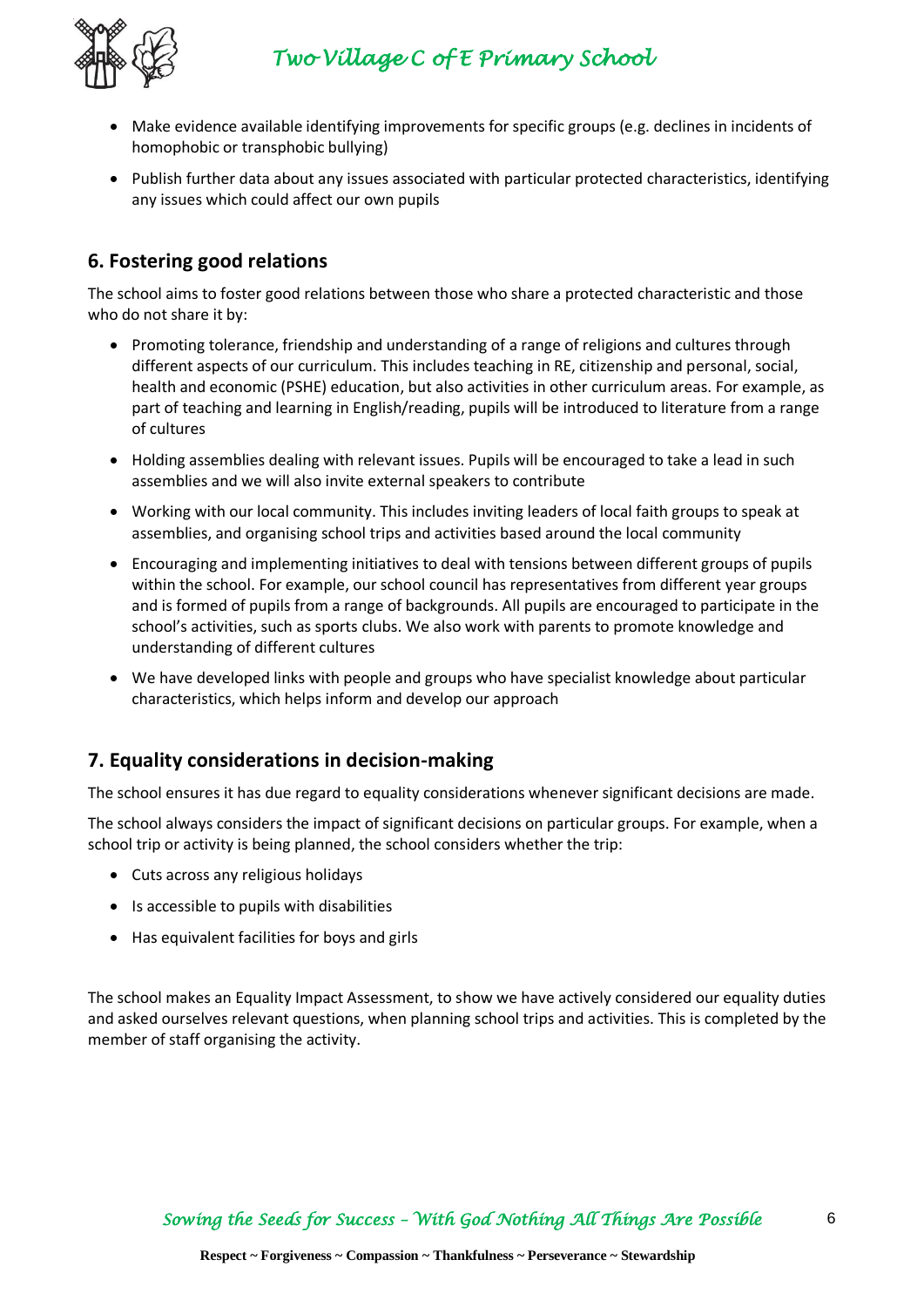- Make evidence available identifying improvements for specific groups (e.g. declines in incidents of homophobic or transphobic bullying)
- Publish further data about any issues associated with particular protected characteristics, identifying any issues which could affect our own pupils

## 6. Fostering good relations

The school aims to foster good relations between those who share a protected characteristic and those who do not share it by:

- Promoting tolerance, friendship and understanding of a range of religions and cultures through different aspects of our curriculum. This includes teaching in RE, citizenship and personal, social, health and economic (PSHE) education, but also activities in other curriculum areas. For example, as part of teaching and learning in English/reading, pupils will be introduced to literature from a range of cultures
- Holding assemblies dealing with relevant issues. Pupils will be encouraged to take a lead in such assemblies and we will also invite external speakers to contribute
- Working with our local community. This includes inviting leaders of local faith groups to speak at assemblies, and organising school trips and activities based around the local community
- Encouraging and implementing initiatives to deal with tensions between different groups of pupils within the school. For example, our school council has representatives from different year groups and is formed of pupils from a range of backgrounds. All pupils are encouraged to participate in the school's activities, such as sports clubs. We also work with parents to promote knowledge and understanding of different cultures
- We have developed links with people and groups who have specialist knowledge about particular characteristics, which helps inform and develop our approach

## 7. Equality considerations in decision-making

The school ensures it has due regard to equality considerations whenever significant decisions are made.

The school always considers the impact of significant decisions on particular groups. For example, when a school trip or activity is being planned, the school considers whether the trip:

- Cuts across any religious holidays
- Is accessible to pupils with disabilities
- Has equivalent facilities for boys and girls

The school makes an Equality Impact Assessment, to show we have actively considered our equality duties and asked ourselves relevant questions, when planning school trips and activities. This is completed by the member of staff organising the activity.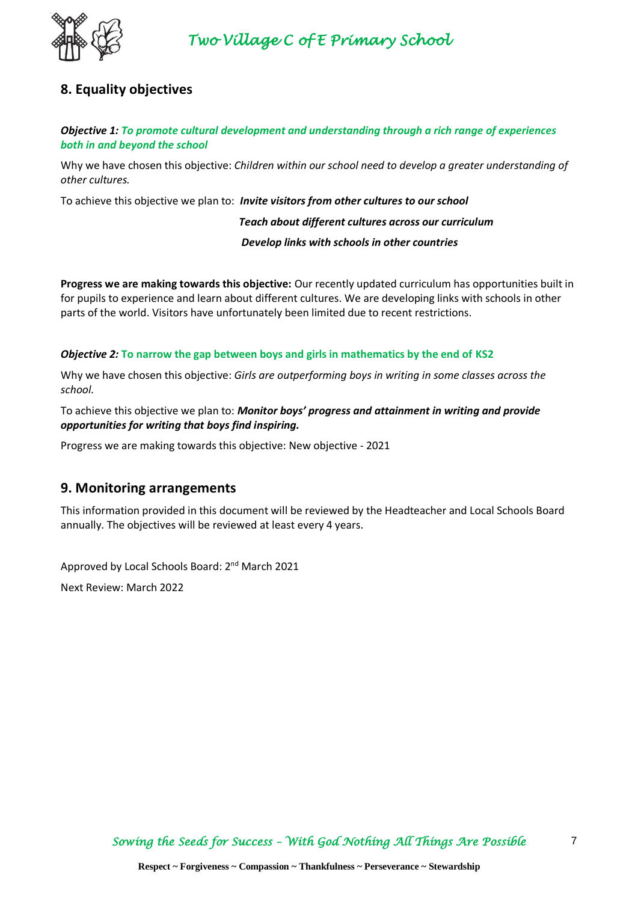## 8. Equality objectives

***Objective 1:*** ***To promote cultural development and understanding through a rich range of experiences both in and beyond the school***

Why we have chosen this objective: *Children within our school need to develop a greater understanding of other cultures.*

To achieve this objective we plan to: ***Invite visitors from other cultures to our school***

***Teach about different cultures across our curriculum***

***Develop links with schools in other countries***

**Progress we are making towards this objective:** Our recently updated curriculum has opportunities built in for pupils to experience and learn about different cultures. We are developing links with schools in other parts of the world. Visitors have unfortunately been limited due to recent restrictions.

***Objective 2:*** **To narrow the gap between boys and girls in mathematics by the end of KS2**

Why we have chosen this objective: *Girls are outperforming boys in writing in some classes across the school.*

To achieve this objective we plan to: ***Monitor boys' progress and attainment in writing and provide opportunities for writing that boys find inspiring.***

Progress we are making towards this objective: New objective - 2021

## 9. Monitoring arrangements

This information provided in this document will be reviewed by the Headteacher and Local Schools Board annually. The objectives will be reviewed at least every 4 years.

Approved by Local Schools Board: 2nd March 2021

Next Review: March 2022